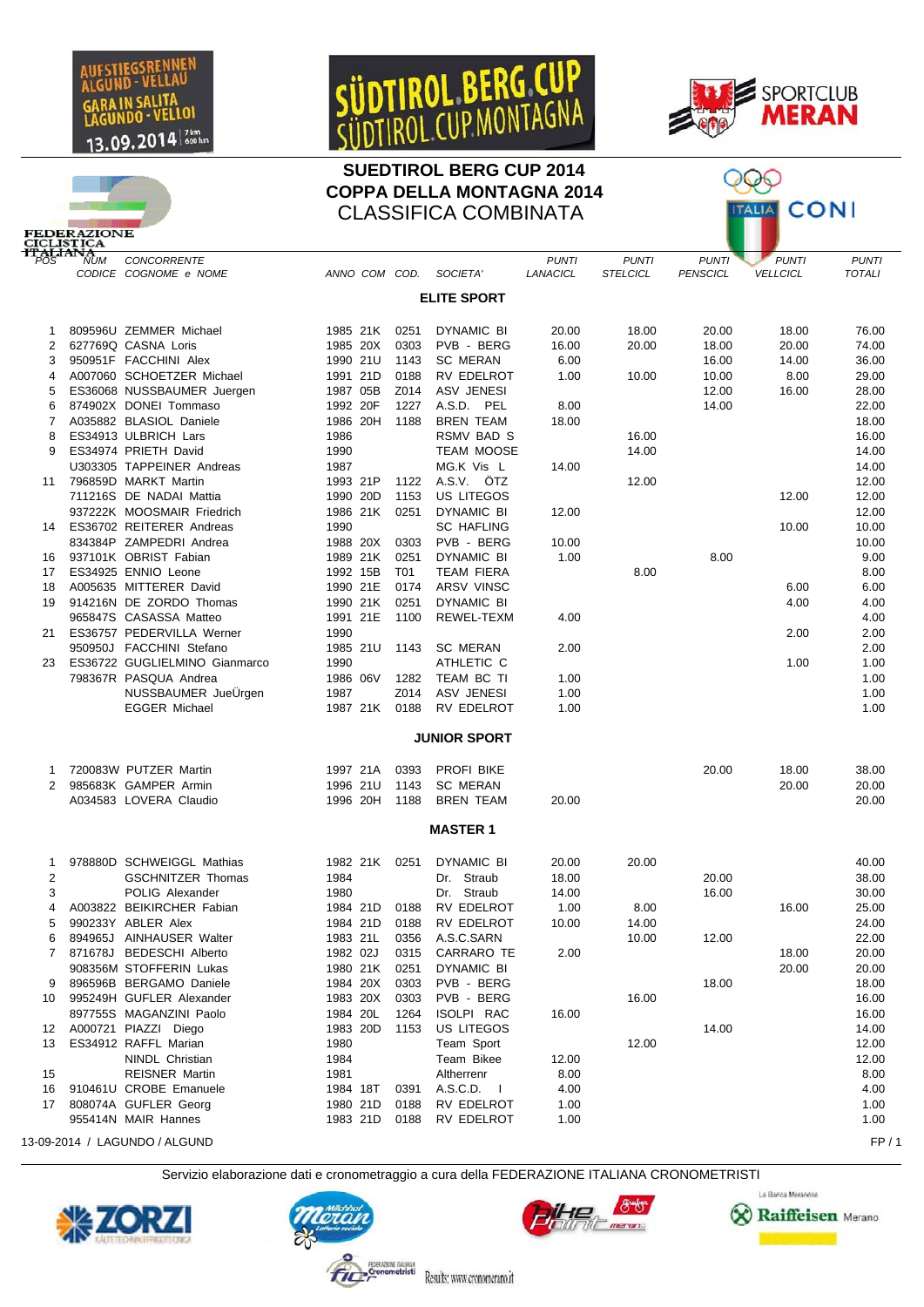# SUEDTIROL BERG CUP 2014
# COPPA DELLA MONTAGNA 2014
## CLASSIFICA COMBINATA

| POS | NUM CODICE | CONCORRENTE COGNOME e NOME | ANNO | COM | COD. | SOCIETA' | PUNTI LANACICL | PUNTI STELCICL | PUNTI PENSCICL | PUNTI VELLCICL | PUNTI TOTALI |
|---|---|---|---|---|---|---|---|---|---|---|---|
| | | **ELITE SPORT** | | | | | | | | | |
| 1 | 809596U | ZEMMER Michael | 1985 | 21K | 0251 | DYNAMIC BI | 20.00 | 18.00 | 20.00 | 18.00 | 76.00 |
| 2 | 627769Q | CASNA Loris | 1985 | 20X | 0303 | PVB - BERG | 16.00 | 20.00 | 18.00 | 20.00 | 74.00 |
| 3 | 950951F | FACCHINI Alex | 1990 | 21U | 1143 | SC MERAN | 6.00 | | 16.00 | 14.00 | 36.00 |
| 4 | A007060 | SCHOETZER Michael | 1991 | 21D | 0188 | RV EDELROT | 1.00 | 10.00 | 10.00 | 8.00 | 29.00 |
| 5 | ES36068 | NUSSBAUMER Juergen | 1987 | 05B | Z014 | ASV JENESI | | | 12.00 | 16.00 | 28.00 |
| 6 | 874902X | DONEI Tommaso | 1992 | 20F | 1227 | A.S.D. PEL | 8.00 | | 14.00 | | 22.00 |
| 7 | A035882 | BLASIOL Daniele | 1986 | 20H | 1188 | BREN TEAM | 18.00 | | | | 18.00 |
| 8 | ES34913 | ULBRICH Lars | 1986 | | | RSMV BAD S | | 16.00 | | | 16.00 |
| 9 | ES34974 | PRIETH David | 1990 | | | TEAM MOOSE | | 14.00 | | | 14.00 |
| | U303305 | TAPPEINER Andreas | 1987 | | | MG.K Vis L | 14.00 | | | | 14.00 |
| 11 | 796859D | MARKT Martin | 1993 | 21P | 1122 | A.S.V. ÖTZ | | 12.00 | | | 12.00 |
| | 711216S | DE NADAI Mattia | 1990 | 20D | 1153 | US LITEGOS | | | | 12.00 | 12.00 |
| | 937222K | MOOSMAIR Friedrich | 1986 | 21K | 0251 | DYNAMIC BI | 12.00 | | | | 12.00 |
| 14 | ES36702 | REITERER Andreas | 1990 | | | SC HAFLING | | | | 10.00 | 10.00 |
| | 834384P | ZAMPEDRI Andrea | 1988 | 20X | 0303 | PVB - BERG | 10.00 | | | | 10.00 |
| 16 | 937101K | OBRIST Fabian | 1989 | 21K | 0251 | DYNAMIC BI | 1.00 | | 8.00 | | 9.00 |
| 17 | ES34925 | ENNIO Leone | 1992 | 15B | T01 | TEAM FIERA | | 8.00 | | | 8.00 |
| 18 | A005635 | MITTERER David | 1990 | 21E | 0174 | ARSV VINSC | | | | 6.00 | 6.00 |
| 19 | 914216N | DE ZORDO Thomas | 1990 | 21K | 0251 | DYNAMIC BI | | | | 4.00 | 4.00 |
| | 965847S | CASASSA Matteo | 1991 | 21E | 1100 | REWEL-TEXM | 4.00 | | | | 4.00 |
| 21 | ES36757 | PEDERVILLA Werner | 1990 | | | | | | | 2.00 | 2.00 |
| | 950950J | FACCHINI Stefano | 1985 | 21U | 1143 | SC MERAN | 2.00 | | | | 2.00 |
| 23 | ES36722 | GUGLIELMINO Gianmarco | 1990 | | | ATHLETIC C | | | | 1.00 | 1.00 |
| | 798367R | PASQUA Andrea | 1986 | 06V | 1282 | TEAM BC TI | 1.00 | | | | 1.00 |
| | | NUSSBAUMER JueÜrgen | 1987 | | Z014 | ASV JENESI | 1.00 | | | | 1.00 |
| | | EGGER Michael | 1987 | 21K | 0188 | RV EDELROT | 1.00 | | | | 1.00 |
| | | **JUNIOR SPORT** | | | | | | | | | |
| 1 | 720083W | PUTZER Martin | 1997 | 21A | 0393 | PROFI BIKE | | | 20.00 | 18.00 | 38.00 |
| 2 | 985683K | GAMPER Armin | 1996 | 21U | 1143 | SC MERAN | | | | 20.00 | 20.00 |
| | A034583 | LOVERA Claudio | 1996 | 20H | 1188 | BREN TEAM | 20.00 | | | | 20.00 |
| | | **MASTER 1** | | | | | | | | | |
| 1 | 978880D | SCHWEIGGL Mathias | 1982 | 21K | 0251 | DYNAMIC BI | 20.00 | 20.00 | | | 40.00 |
| 2 | | GSCHNITZER Thomas | 1984 | | | Dr. Straub | 18.00 | | 20.00 | | 38.00 |
| 3 | | POLIG Alexander | 1980 | | | Dr. Straub | 14.00 | | 16.00 | | 30.00 |
| 4 | A003822 | BEIKIRCHER Fabian | 1984 | 21D | 0188 | RV EDELROT | 1.00 | 8.00 | | 16.00 | 25.00 |
| 5 | 990233Y | ABLER Alex | 1984 | 21D | 0188 | RV EDELROT | 10.00 | 14.00 | | | 24.00 |
| 6 | 894965J | AINHAUSER Walter | 1983 | 21L | 0356 | A.S.C.SARN | | 10.00 | 12.00 | | 22.00 |
| 7 | 871678J | BEDESCHI Alberto | 1982 | 02J | 0315 | CARRARO TE | 2.00 | | | 18.00 | 20.00 |
| | 908356M | STOFFERIN Lukas | 1980 | 21K | 0251 | DYNAMIC BI | | | | 20.00 | 20.00 |
| 9 | 896596B | BERGAMO Daniele | 1984 | 20X | 0303 | PVB - BERG | | | 18.00 | | 18.00 |
| 10 | 995249H | GUFLER Alexander | 1983 | 20X | 0303 | PVB - BERG | | 16.00 | | | 16.00 |
| | 897755S | MAGANZINI Paolo | 1984 | 20L | 1264 | ISOLPI RAC | 16.00 | | | | 16.00 |
| 12 | A000721 | PIAZZI Diego | 1983 | 20D | 1153 | US LITEGOS | | | 14.00 | | 14.00 |
| 13 | ES34912 | RAFFL Marian | 1980 | | | Team Sport | | 12.00 | | | 12.00 |
| | | NINDL Christian | 1984 | | | Team Bikee | 12.00 | | | | 12.00 |
| 15 | | REISNER Martin | 1981 | | | Altherrenr | 8.00 | | | | 8.00 |
| 16 | 910461U | CROBE Emanuele | 1984 | 18T | 0391 | A.S.C.D. I | 4.00 | | | | 4.00 |
| 17 | 808074A | GUFLER Georg | 1980 | 21D | 0188 | RV EDELROT | 1.00 | | | | 1.00 |
| | 955414N | MAIR Hannes | 1983 | 21D | 0188 | RV EDELROT | 1.00 | | | | 1.00 |

13-09-2014 / LAGUNDO / ALGUND

Servizio elaborazione dati e cronometraggio a cura della FEDERAZIONE ITALIANA CRONOMETRISTI

Results: www.cronomerano.it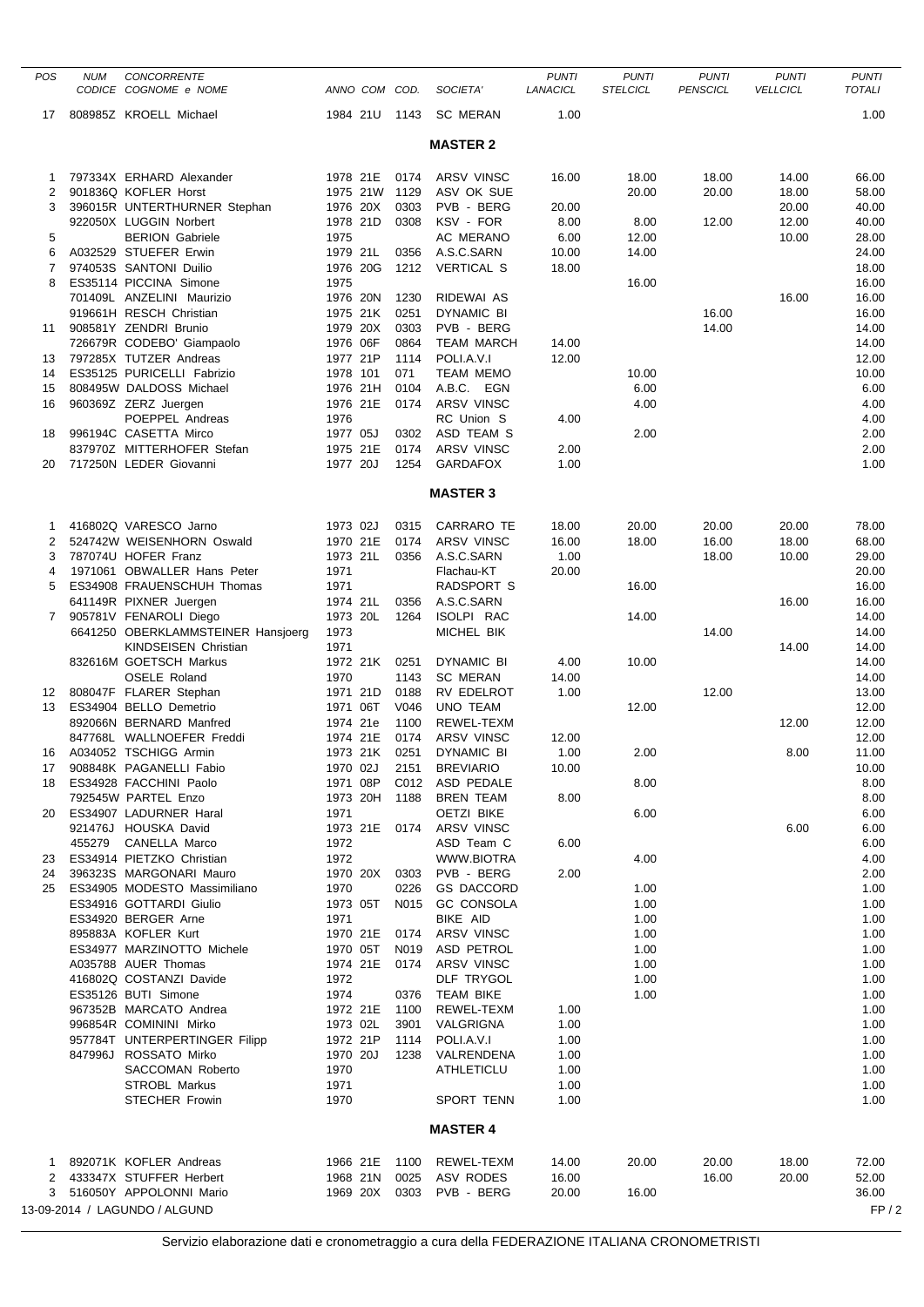| POS | NUM CODICE | CONCORRENTE COGNOME e NOME | ANNO | COM | COD. | SOCIETA' | PUNTI LANACICL | PUNTI STELCICL | PUNTI PENSCICL | PUNTI VELLCICL | PUNTI TOTALI |
|---|---|---|---|---|---|---|---|---|---|---|---|
| 17 | 808985Z | KROELL Michael | 1984 | 21U | 1143 | SC MERAN | 1.00 | | | | 1.00 |

## MASTER 2

| POS | NUM CODICE | CONCORRENTE COGNOME e NOME | ANNO | COM | COD. | SOCIETA' | PUNTI LANACICL | PUNTI STELCICL | PUNTI PENSCICL | PUNTI VELLCICL | PUNTI TOTALI |
|---|---|---|---|---|---|---|---|---|---|---|---|
| 1 | 797334X | ERHARD Alexander | 1978 | 21E | 0174 | ARSV VINSC | 16.00 | 18.00 | 18.00 | 14.00 | 66.00 |
| 2 | 901836Q | KOFLER Horst | 1975 | 21W | 1129 | ASV OK SUE | | 20.00 | 20.00 | 18.00 | 58.00 |
| 3 | 396015R | UNTERTHURNER Stephan | 1976 | 20X | 0303 | PVB - BERG | 20.00 | | | 20.00 | 40.00 |
| | 922050X | LUGGIN Norbert | 1978 | 21D | 0308 | KSV - FOR | 8.00 | 8.00 | 12.00 | 12.00 | 40.00 |
| 5 | | BERION Gabriele | 1975 | | | AC MERANO | 6.00 | 12.00 | | 10.00 | 28.00 |
| 6 | A032529 | STUEFER Erwin | 1979 | 21L | 0356 | A.S.C.SARN | 10.00 | 14.00 | | | 24.00 |
| 7 | 974053S | SANTONI Duilio | 1976 | 20G | 1212 | VERTICAL S | 18.00 | | | | 18.00 |
| 8 | ES35114 | PICCINA Simone | 1975 | | | | | 16.00 | | | 16.00 |
| | 701409L | ANZELINI Maurizio | 1976 | 20N | 1230 | RIDEWAI AS | | | | 16.00 | 16.00 |
| | 919661H | RESCH Christian | 1975 | 21K | 0251 | DYNAMIC BI | | | 16.00 | | 16.00 |
| 11 | 908581Y | ZENDRI Brunio | 1979 | 20X | 0303 | PVB - BERG | | | 14.00 | | 14.00 |
| | 726679R | CODEBO' Giampaolo | 1976 | 06F | 0864 | TEAM MARCH | 14.00 | | | | 14.00 |
| 13 | 797285X | TUTZER Andreas | 1977 | 21P | 1114 | POLI.A.V.I | 12.00 | | | | 12.00 |
| 14 | ES35125 | PURICELLI Fabrizio | 1978 | 101 | 071 | TEAM MEMO | | 10.00 | | | 10.00 |
| 15 | 808495W | DALDOSS Michael | 1976 | 21H | 0104 | A.B.C. EGN | | 6.00 | | | 6.00 |
| 16 | 960369Z | ZERZ Juergen | 1976 | 21E | 0174 | ARSV VINSC | | 4.00 | | | 4.00 |
| | | POEPPEL Andreas | 1976 | | | RC Union S | 4.00 | | | | 4.00 |
| 18 | 996194C | CASETTA Mirco | 1977 | 05J | 0302 | ASD TEAM S | | 2.00 | | | 2.00 |
| | 837970Z | MITTERHOFER Stefan | 1975 | 21E | 0174 | ARSV VINSC | 2.00 | | | | 2.00 |
| 20 | 717250N | LEDER Giovanni | 1977 | 20J | 1254 | GARDAFOX | 1.00 | | | | 1.00 |

## MASTER 3

| POS | NUM CODICE | CONCORRENTE COGNOME e NOME | ANNO | COM | COD. | SOCIETA' | PUNTI LANACICL | PUNTI STELCICL | PUNTI PENSCICL | PUNTI VELLCICL | PUNTI TOTALI |
|---|---|---|---|---|---|---|---|---|---|---|---|
| 1 | 416802Q | VARESCO Jarno | 1973 | 02J | 0315 | CARRARO TE | 18.00 | 20.00 | 20.00 | 20.00 | 78.00 |
| 2 | 524742W | WEISENHORN Oswald | 1970 | 21E | 0174 | ARSV VINSC | 16.00 | 18.00 | 16.00 | 18.00 | 68.00 |
| 3 | 787074U | HOFER Franz | 1973 | 21L | 0356 | A.S.C.SARN | 1.00 | | 18.00 | 10.00 | 29.00 |
| 4 | 1971061 | OBWALLER Hans Peter | 1971 | | | Flachau-KT | 20.00 | | | | 20.00 |
| 5 | ES34908 | FRAUENSCHUH Thomas | 1971 | | | RADSPORT S | | 16.00 | | | 16.00 |
| | 641149R | PIXNER Juergen | 1974 | 21L | 0356 | A.S.C.SARN | | | | 16.00 | 16.00 |
| 7 | 905781V | FENAROLI Diego | 1973 | 20L | 1264 | ISOLPI RAC | | 14.00 | | | 14.00 |
| | 6641250 | OBERKLAMMSTEINER Hansjoerg | 1973 | | | MICHEL BIK | | | 14.00 | | 14.00 |
| | | KINDSEISEN Christian | 1971 | | | | | | | 14.00 | 14.00 |
| | 832616M | GOETSCH Markus | 1972 | 21K | 0251 | DYNAMIC BI | 4.00 | 10.00 | | | 14.00 |
| | | OSELE Roland | 1970 | | 1143 | SC MERAN | 14.00 | | | | 14.00 |
| 12 | 808047F | FLARER Stephan | 1971 | 21D | 0188 | RV EDELROT | 1.00 | | 12.00 | | 13.00 |
| 13 | ES34904 | BELLO Demetrio | 1971 | 06T | V046 | UNO TEAM | | 12.00 | | | 12.00 |
| | 892066N | BERNARD Manfred | 1974 | 21e | 1100 | REWEL-TEXM | | | | 12.00 | 12.00 |
| | 847768L | WALLNOEFER Freddi | 1974 | 21E | 0174 | ARSV VINSC | 12.00 | | | | 12.00 |
| 16 | A034052 | TSCHIGG Armin | 1973 | 21K | 0251 | DYNAMIC BI | 1.00 | 2.00 | | 8.00 | 11.00 |
| 17 | 908848K | PAGANELLI Fabio | 1970 | 02J | 2151 | BREVIARIO | 10.00 | | | | 10.00 |
| 18 | ES34928 | FACCHINI Paolo | 1971 | 08P | C012 | ASD PEDALE | | 8.00 | | | 8.00 |
| | 792545W | PARTEL Enzo | 1973 | 20H | 1188 | BREN TEAM | 8.00 | | | | 8.00 |
| 20 | ES34907 | LADURNER Haral | 1971 | | | OETZI BIKE | | 6.00 | | | 6.00 |
| | 921476J | HOUSKA David | 1973 | 21E | 0174 | ARSV VINSC | | | | 6.00 | 6.00 |
| | 455279 | CANELLA Marco | 1972 | | | ASD Team C | 6.00 | | | | 6.00 |
| 23 | ES34914 | PIETZKO Christian | 1972 | | | WWW.BIOTRA | | 4.00 | | | 4.00 |
| 24 | 396323S | MARGONARI Mauro | 1970 | 20X | 0303 | PVB - BERG | 2.00 | | | | 2.00 |
| 25 | ES34905 | MODESTO Massimiliano | 1970 | | 0226 | GS DACCORD | | 1.00 | | | 1.00 |
| | ES34916 | GOTTARDI Giulio | 1973 | 05T | N015 | GC CONSOLA | | 1.00 | | | 1.00 |
| | ES34920 | BERGER Arne | 1971 | | | BIKE AID | | 1.00 | | | 1.00 |
| | 895883A | KOFLER Kurt | 1970 | 21E | 0174 | ARSV VINSC | | 1.00 | | | 1.00 |
| | ES34977 | MARZINOTTO Michele | 1970 | 05T | N019 | ASD PETROL | | 1.00 | | | 1.00 |
| | A035788 | AUER Thomas | 1974 | 21E | 0174 | ARSV VINSC | | 1.00 | | | 1.00 |
| | 416802Q | COSTANZI Davide | 1972 | | | DLF TRYGOL | | 1.00 | | | 1.00 |
| | ES35126 | BUTI Simone | 1974 | | 0376 | TEAM BIKE | | 1.00 | | | 1.00 |
| | 967352B | MARCATO Andrea | 1972 | 21E | 1100 | REWEL-TEXM | 1.00 | | | | 1.00 |
| | 996854R | COMININI Mirko | 1973 | 02L | 3901 | VALGRIGNA | 1.00 | | | | 1.00 |
| | 957784T | UNTERPERTINGER Filipp | 1972 | 21P | 1114 | POLI.A.V.I | 1.00 | | | | 1.00 |
| | 847996J | ROSSATO Mirko | 1970 | 20J | 1238 | VALRENDENA | 1.00 | | | | 1.00 |
| | | SACCOMAN Roberto | 1970 | | | ATHLETICLU | 1.00 | | | | 1.00 |
| | | STROBL Markus | 1971 | | | | 1.00 | | | | 1.00 |
| | | STECHER Frowin | 1970 | | | SPORT TENN | 1.00 | | | | 1.00 |

## MASTER 4

| POS | NUM CODICE | CONCORRENTE COGNOME e NOME | ANNO | COM | COD. | SOCIETA' | PUNTI LANACICL | PUNTI STELCICL | PUNTI PENSCICL | PUNTI VELLCICL | PUNTI TOTALI |
|---|---|---|---|---|---|---|---|---|---|---|---|
| 1 | 892071K | KOFLER Andreas | 1966 | 21E | 1100 | REWEL-TEXM | 14.00 | 20.00 | 20.00 | 18.00 | 72.00 |
| 2 | 433347X | STUFFER Herbert | 1968 | 21N | 0025 | ASV RODES | 16.00 | | 16.00 | 20.00 | 52.00 |
| 3 | 516050Y | APPOLONNI Mario | 1969 | 20X | 0303 | PVB - BERG | 20.00 | 16.00 | | | 36.00 |

13-09-2014 / LAGUNDO / ALGUND

Servizio elaborazione dati e cronometraggio a cura della FEDERAZIONE ITALIANA CRONOMETRISTI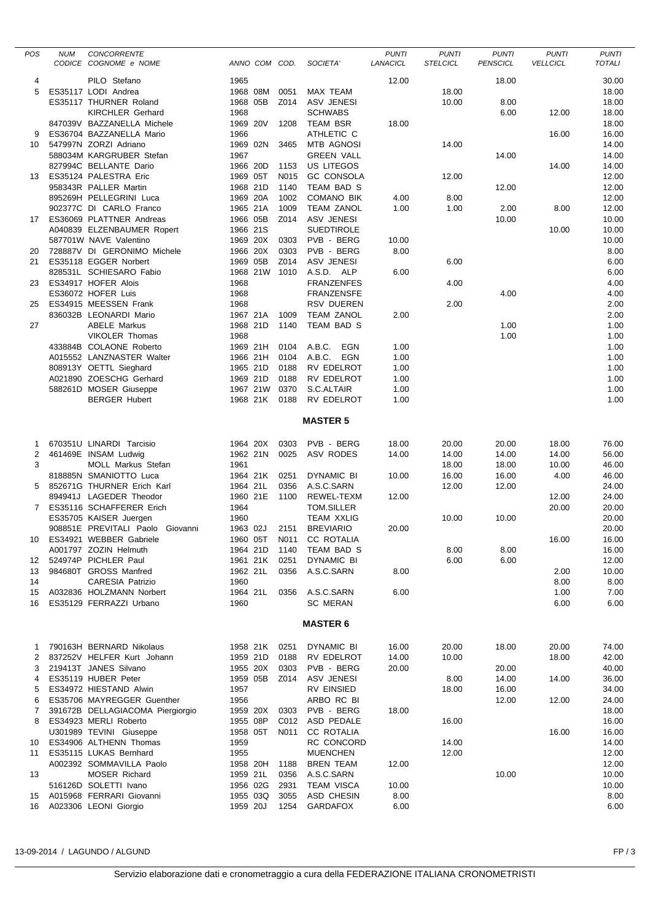| POS | NUM CODICE | CONCORRENTE COGNOME e NOME | ANNO | COM | COD. | SOCIETA' | PUNTI LANACICL | PUNTI STELCICL | PUNTI PENSCICL | PUNTI VELLCICL | PUNTI TOTALI |
|---|---|---|---|---|---|---|---|---|---|---|---|
| 4 | | PILO Stefano | 1965 | | | | 12.00 | | 18.00 | | 30.00 |
| 5 | ES35117 | LODI Andrea | 1968 | 08M | 0051 | MAX TEAM | | 18.00 | | | 18.00 |
| | ES35117 | THURNER Roland | 1968 | 05B | Z014 | ASV JENESI | | 10.00 | 8.00 | | 18.00 |
| | | KIRCHLER Gerhard | 1968 | | | SCHWABS | | | 6.00 | 12.00 | 18.00 |
| | 847039V | BAZZANELLA Michele | 1969 | 20V | 1208 | TEAM BSR | 18.00 | | | | 18.00 |
| 9 | ES36704 | BAZZANELLA Mario | 1966 | | | ATHLETIC C | | | | 16.00 | 16.00 |
| 10 | 547997N | ZORZI Adriano | 1969 | 02N | 3465 | MTB AGNOSI | | 14.00 | | | 14.00 |
| | 588034M | KARGRUBER Stefan | 1967 | | | GREEN VALL | | | 14.00 | | 14.00 |
| | 827994C | BELLANTE Dario | 1966 | 20D | 1153 | US LITEGOS | | | | 14.00 | 14.00 |
| 13 | ES35124 | PALESTRA Eric | 1969 | 05T | N015 | GC CONSOLA | | 12.00 | | | 12.00 |
| | 958343R | PALLER Martin | 1968 | 21D | 1140 | TEAM BAD S | | | 12.00 | | 12.00 |
| | 895269H | PELLEGRINI Luca | 1969 | 20A | 1002 | COMANO BIK | 4.00 | 8.00 | | | 12.00 |
| | 902377C | DI CARLO Franco | 1965 | 21A | 1009 | TEAM ZANOL | 1.00 | 1.00 | 2.00 | 8.00 | 12.00 |
| 17 | ES36069 | PLATTNER Andreas | 1966 | 05B | Z014 | ASV JENESI | | | 10.00 | | 10.00 |
| | A040839 | ELZENBAUMER Ropert | 1966 | 21S | | SUEDTIROLE | | | | 10.00 | 10.00 |
| | 587701W | NAVE Valentino | 1969 | 20X | 0303 | PVB - BERG | 10.00 | | | | 10.00 |
| 20 | 728887V | DI GERONIMO Michele | 1966 | 20X | 0303 | PVB - BERG | 8.00 | | | | 8.00 |
| 21 | ES35118 | EGGER Norbert | 1969 | 05B | Z014 | ASV JENESI | | 6.00 | | | 6.00 |
| | 828531L | SCHIESARO Fabio | 1968 | 21W | 1010 | A.S.D. ALP | 6.00 | | | | 6.00 |
| 23 | ES34917 | HOFER Alois | 1968 | | | FRANZENFES | | 4.00 | | | 4.00 |
| | ES36072 | HOFER Luis | 1968 | | | FRANZENSFE | | | 4.00 | | 4.00 |
| 25 | ES34915 | MEESSEN Frank | 1968 | | | RSV DUEREN | | 2.00 | | | 2.00 |
| | 836032B | LEONARDI Mario | 1967 | 21A | 1009 | TEAM ZANOL | 2.00 | | | | 2.00 |
| 27 | | ABELE Markus | 1968 | 21D | 1140 | TEAM BAD S | | | 1.00 | | 1.00 |
| | | VIKOLER Thomas | 1968 | | | | | | 1.00 | | 1.00 |
| | 433884B | COLAONE Roberto | 1969 | 21H | 0104 | A.B.C. EGN | 1.00 | | | | 1.00 |
| | A015552 | LANZNASTER Walter | 1966 | 21H | 0104 | A.B.C. EGN | 1.00 | | | | 1.00 |
| | 808913Y | OETTL Sieghard | 1965 | 21D | 0188 | RV EDELROT | 1.00 | | | | 1.00 |
| | A021890 | ZOESCHG Gerhard | 1969 | 21D | 0188 | RV EDELROT | 1.00 | | | | 1.00 |
| | 588261D | MOSER Giuseppe | 1967 | 21W | 0370 | S.C.ALTAIR | 1.00 | | | | 1.00 |
| | | BERGER Hubert | 1968 | 21K | 0188 | RV EDELROT | 1.00 | | | | 1.00 |

**MASTER 5**

| POS | NUM CODICE | CONCORRENTE COGNOME e NOME | ANNO | COM | COD. | SOCIETA' | PUNTI LANACICL | PUNTI STELCICL | PUNTI PENSCICL | PUNTI VELLCICL | PUNTI TOTALI |
|---|---|---|---|---|---|---|---|---|---|---|---|
| 1 | 670351U | LINARDI Tarcisio | 1964 | 20X | 0303 | PVB - BERG | 18.00 | 20.00 | 20.00 | 18.00 | 76.00 |
| 2 | 461469E | INSAM Ludwig | 1962 | 21N | 0025 | ASV RODES | 14.00 | 14.00 | 14.00 | 14.00 | 56.00 |
| 3 | | MOLL Markus Stefan | 1961 | | | | | 18.00 | 18.00 | 10.00 | 46.00 |
| | 818885N | SMANIOTTO Luca | 1964 | 21K | 0251 | DYNAMIC BI | 10.00 | 16.00 | 16.00 | 4.00 | 46.00 |
| 5 | 852671G | THURNER Erich Karl | 1964 | 21L | 0356 | A.S.C.SARN | | 12.00 | 12.00 | | 24.00 |
| | 894941J | LAGEDER Theodor | 1960 | 21E | 1100 | REWEL-TEXM | 12.00 | | | 12.00 | 24.00 |
| 7 | ES35116 | SCHAFFERER Erich | 1964 | | | TOM.SILLER | | | | 20.00 | 20.00 |
| | ES35705 | KAISER Juergen | 1960 | | | TEAM XXLIG | | 10.00 | 10.00 | | 20.00 |
| | 908851E | PREVITALI Paolo Giovanni | 1963 | 02J | 2151 | BREVIARIO | 20.00 | | | | 20.00 |
| 10 | ES34921 | WEBBER Gabriele | 1960 | 05T | N011 | CC ROTALIA | | | | 16.00 | 16.00 |
| | A001797 | ZOZIN Helmuth | 1964 | 21D | 1140 | TEAM BAD S | | 8.00 | 8.00 | | 16.00 |
| 12 | 524974P | PICHLER Paul | 1961 | 21K | 0251 | DYNAMIC BI | | 6.00 | 6.00 | | 12.00 |
| 13 | 984680T | GROSS Manfred | 1962 | 21L | 0356 | A.S.C.SARN | 8.00 | | | 2.00 | 10.00 |
| 14 | | CARESIA Patrizio | 1960 | | | | | | | 8.00 | 8.00 |
| 15 | A032836 | HOLZMANN Norbert | 1964 | 21L | 0356 | A.S.C.SARN | 6.00 | | | 1.00 | 7.00 |
| 16 | ES35129 | FERRAZZI Urbano | 1960 | | | SC MERAN | | | | 6.00 | 6.00 |

**MASTER 6**

| POS | NUM CODICE | CONCORRENTE COGNOME e NOME | ANNO | COM | COD. | SOCIETA' | PUNTI LANACICL | PUNTI STELCICL | PUNTI PENSCICL | PUNTI VELLCICL | PUNTI TOTALI |
|---|---|---|---|---|---|---|---|---|---|---|---|
| 1 | 790163H | BERNARD Nikolaus | 1958 | 21K | 0251 | DYNAMIC BI | 16.00 | 20.00 | 18.00 | 20.00 | 74.00 |
| 2 | 837252V | HELFER Kurt Johann | 1959 | 21D | 0188 | RV EDELROT | 14.00 | 10.00 | | 18.00 | 42.00 |
| 3 | 219413T | JANES Silvano | 1955 | 20X | 0303 | PVB - BERG | 20.00 | | 20.00 | | 40.00 |
| 4 | ES35119 | HUBER Peter | 1959 | 05B | Z014 | ASV JENESI | | 8.00 | 14.00 | 14.00 | 36.00 |
| 5 | ES34972 | HIESTAND Alwin | 1957 | | | RV EINSIED | | 18.00 | 16.00 | | 34.00 |
| 6 | ES35706 | MAYREGGER Guenther | 1956 | | | ARBO RC BI | | | 12.00 | 12.00 | 24.00 |
| 7 | 391672B | DELLAGIACOMA Piergiorgio | 1959 | 20X | 0303 | PVB - BERG | 18.00 | | | | 18.00 |
| 8 | ES34923 | MERLI Roberto | 1955 | 08P | C012 | ASD PEDALE | | 16.00 | | | 16.00 |
| | U301989 | TEVINI Giuseppe | 1958 | 05T | N011 | CC ROTALIA | | | | 16.00 | 16.00 |
| 10 | ES34906 | ALTHENN Thomas | 1959 | | | RC CONCORD | | 14.00 | | | 14.00 |
| 11 | ES35115 | LUKAS Bernhard | 1955 | | | MUENCHEN | | 12.00 | | | 12.00 |
| | A002392 | SOMMAVILLA Paolo | 1958 | 20H | 1188 | BREN TEAM | 12.00 | | | | 12.00 |
| 13 | | MOSER Richard | 1959 | 21L | 0356 | A.S.C.SARN | | | 10.00 | | 10.00 |
| | 516126D | SOLETTI Ivano | 1956 | 02G | 2931 | TEAM VISCA | 10.00 | | | | 10.00 |
| 15 | A015968 | FERRARI Giovanni | 1955 | 03Q | 3055 | ASD CHESIN | 8.00 | | | | 8.00 |
| 16 | A023306 | LEONI Giorgio | 1959 | 20J | 1254 | GARDAFOX | 6.00 | | | | 6.00 |

13-09-2014 / LAGUNDO / ALGUND

Servizio elaborazione dati e cronometraggio a cura della FEDERAZIONE ITALIANA CRONOMETRISTI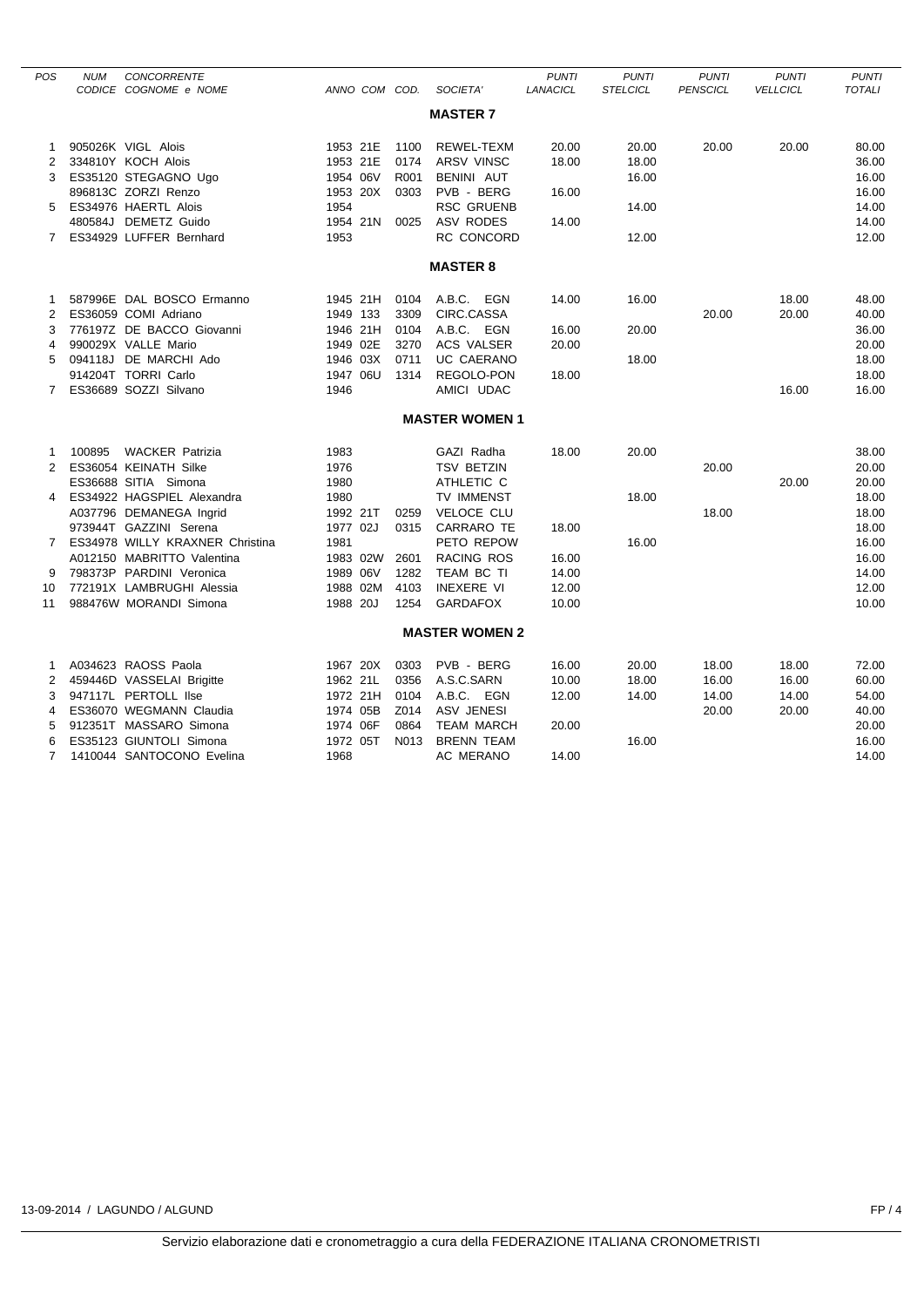| POS | NUM CODICE | CONCORRENTE COGNOME e NOME | ANNO | COM | COD. | SOCIETA' | PUNTI LANACICL | PUNTI STELCICL | PUNTI PENSCICL | PUNTI VELLCICL | PUNTI TOTALI |
|---|---|---|---|---|---|---|---|---|---|---|---|
| | | **MASTER 7** | | | | | | | | | |
| 1 | 905026K | VIGL Alois | 1953 | 21E | 1100 | REWEL-TEXM | 20.00 | 20.00 | 20.00 | 20.00 | 80.00 |
| 2 | 334810Y | KOCH Alois | 1953 | 21E | 0174 | ARSV VINSC | 18.00 | 18.00 | | | 36.00 |
| 3 | ES35120 | STEGAGNO Ugo | 1954 | 06V | R001 | BENINI AUT | | 16.00 | | | 16.00 |
| | 896813C | ZORZI Renzo | 1953 | 20X | 0303 | PVB - BERG | 16.00 | | | | 16.00 |
| 5 | ES34976 | HAERTL Alois | 1954 | | | RSC GRUENB | | 14.00 | | | 14.00 |
| | 480584J | DEMETZ Guido | 1954 | 21N | 0025 | ASV RODES | 14.00 | | | | 14.00 |
| 7 | ES34929 | LUFFER Bernhard | 1953 | | | RC CONCORD | | 12.00 | | | 12.00 |
| | | **MASTER 8** | | | | | | | | | |
| 1 | 587996E | DAL BOSCO Ermanno | 1945 | 21H | 0104 | A.B.C. EGN | 14.00 | 16.00 | | 18.00 | 48.00 |
| 2 | ES36059 | COMI Adriano | 1949 | 133 | 3309 | CIRC.CASSA | | | 20.00 | 20.00 | 40.00 |
| 3 | 776197Z | DE BACCO Giovanni | 1946 | 21H | 0104 | A.B.C. EGN | 16.00 | 20.00 | | | 36.00 |
| 4 | 990029X | VALLE Mario | 1949 | 02E | 3270 | ACS VALSER | 20.00 | | | | 20.00 |
| 5 | 094118J | DE MARCHI Ado | 1946 | 03X | 0711 | UC CAERANO | | 18.00 | | | 18.00 |
| | 914204T | TORRI Carlo | 1947 | 06U | 1314 | REGOLO-PON | 18.00 | | | | 18.00 |
| 7 | ES36689 | SOZZI Silvano | 1946 | | | AMICI UDAC | | | | 16.00 | 16.00 |
| | | **MASTER WOMEN 1** | | | | | | | | | |
| 1 | 100895 | WACKER Patrizia | 1983 | | | GAZI Radha | 18.00 | 20.00 | | | 38.00 |
| 2 | ES36054 | KEINATH Silke | 1976 | | | TSV BETZIN | | | 20.00 | | 20.00 |
| | ES36688 | SITIA Simona | 1980 | | | ATHLETIC C | | | | 20.00 | 20.00 |
| 4 | ES34922 | HAGSPIEL Alexandra | 1980 | | | TV IMMENST | | 18.00 | | | 18.00 |
| | A037796 | DEMANEGA Ingrid | 1992 | 21T | 0259 | VELOCE CLU | | | 18.00 | | 18.00 |
| | 973944T | GAZZINI Serena | 1977 | 02J | 0315 | CARRARO TE | 18.00 | | | | 18.00 |
| 7 | ES34978 | WILLY KRAXNER Christina | 1981 | | | PETO REPOW | | 16.00 | | | 16.00 |
| | A012150 | MABRITTO Valentina | 1983 | 02W | 2601 | RACING ROS | 16.00 | | | | 16.00 |
| 9 | 798373P | PARDINI Veronica | 1989 | 06V | 1282 | TEAM BC TI | 14.00 | | | | 14.00 |
| 10 | 772191X | LAMBRUGHI Alessia | 1988 | 02M | 4103 | INEXERE VI | 12.00 | | | | 12.00 |
| 11 | 988476W | MORANDI Simona | 1988 | 20J | 1254 | GARDAFOX | 10.00 | | | | 10.00 |
| | | **MASTER WOMEN 2** | | | | | | | | | |
| 1 | A034623 | RAOSS Paola | 1967 | 20X | 0303 | PVB - BERG | 16.00 | 20.00 | 18.00 | 18.00 | 72.00 |
| 2 | 459446D | VASSELAI Brigitte | 1962 | 21L | 0356 | A.S.C.SARN | 10.00 | 18.00 | 16.00 | 16.00 | 60.00 |
| 3 | 947117L | PERTOLL Ilse | 1972 | 21H | 0104 | A.B.C. EGN | 12.00 | 14.00 | 14.00 | 14.00 | 54.00 |
| 4 | ES36070 | WEGMANN Claudia | 1974 | 05B | Z014 | ASV JENESI | | | 20.00 | 20.00 | 40.00 |
| 5 | 912351T | MASSARO Simona | 1974 | 06F | 0864 | TEAM MARCH | 20.00 | | | | 20.00 |
| 6 | ES35123 | GIUNTOLI Simona | 1972 | 05T | N013 | BRENN TEAM | | 16.00 | | | 16.00 |
| 7 | 1410044 | SANTOCONO Evelina | 1968 | | | AC MERANO | 14.00 | | | | 14.00 |

13-09-2014 / LAGUNDO / ALGUND

Servizio elaborazione dati e cronometraggio a cura della FEDERAZIONE ITALIANA CRONOMETRISTI